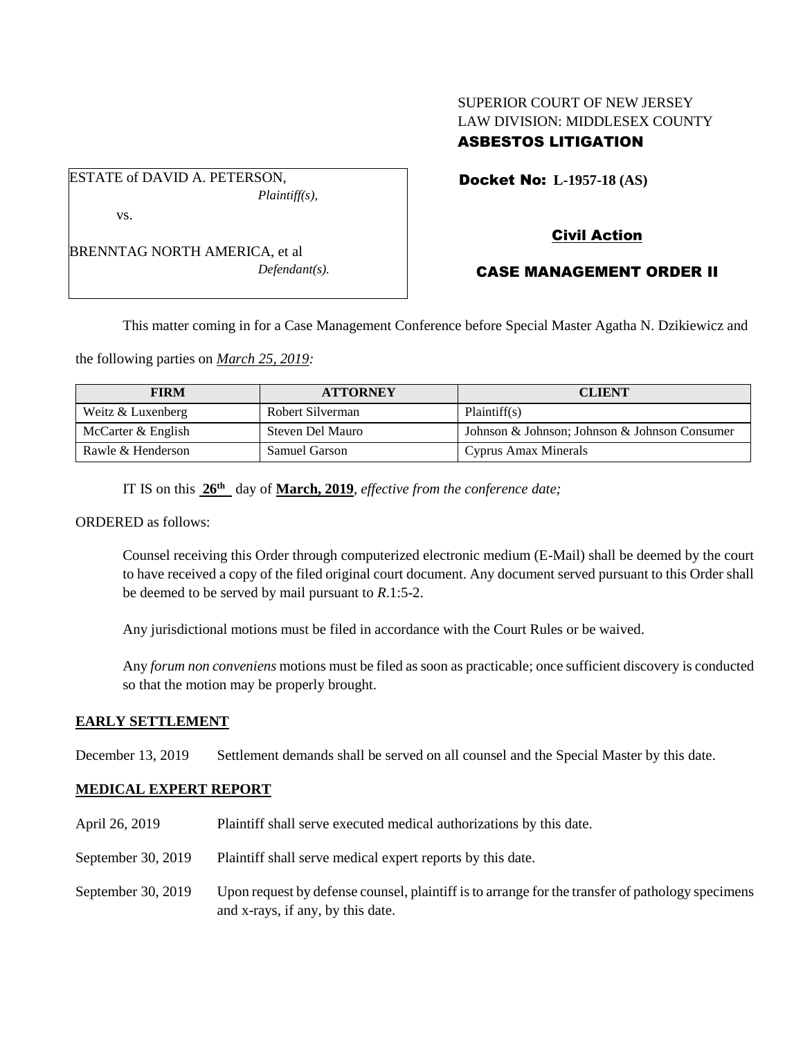SUPERIOR COURT OF NEW JERSEY
LAW DIVISION: MIDDLESEX COUNTY
**ASBESTOS LITIGATION**

ESTATE of DAVID A. PETERSON,
*Plaintiff(s),*

vs.

BRENNTAG NORTH AMERICA, et al
*Defendant(s).*

**Docket No: L-1957-18 (AS)**

**Civil Action**

**CASE MANAGEMENT ORDER II**

This matter coming in for a Case Management Conference before Special Master Agatha N. Dzikiewicz and the following parties on *March 25, 2019:*

| FIRM | ATTORNEY | CLIENT |
|---|---|---|
| Weitz & Luxenberg | Robert Silverman | Plaintiff(s) |
| McCarter & English | Steven Del Mauro | Johnson & Johnson; Johnson & Johnson Consumer |
| Rawle & Henderson | Samuel Garson | Cyprus Amax Minerals |

IT IS on this **26th** day of **March, 2019**, *effective from the conference date;*

ORDERED as follows:

Counsel receiving this Order through computerized electronic medium (E-Mail) shall be deemed by the court to have received a copy of the filed original court document. Any document served pursuant to this Order shall be deemed to be served by mail pursuant to *R*.1:5-2.

Any jurisdictional motions must be filed in accordance with the Court Rules or be waived.

Any *forum non conveniens* motions must be filed as soon as practicable; once sufficient discovery is conducted so that the motion may be properly brought.

**EARLY SETTLEMENT**

December 13, 2019 — Settlement demands shall be served on all counsel and the Special Master by this date.

**MEDICAL EXPERT REPORT**

April 26, 2019 — Plaintiff shall serve executed medical authorizations by this date.

September 30, 2019 — Plaintiff shall serve medical expert reports by this date.

September 30, 2019 — Upon request by defense counsel, plaintiff is to arrange for the transfer of pathology specimens and x-rays, if any, by this date.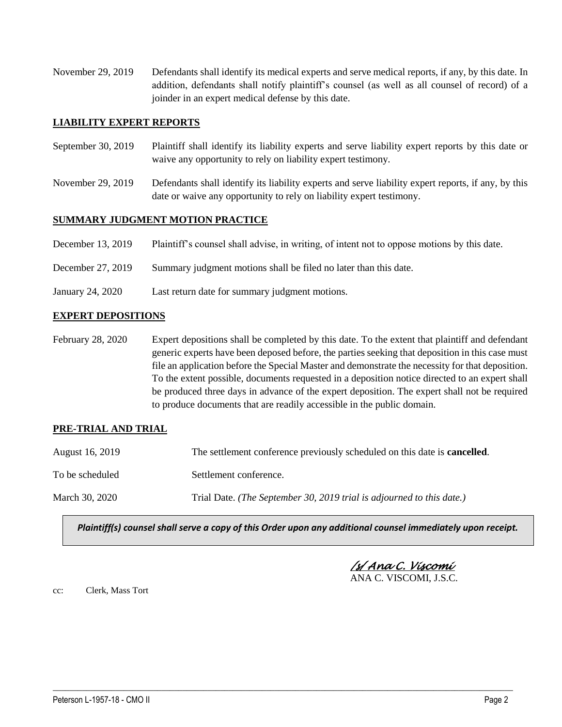| | |
|---|---|
| November 29, 2019 | Defendants shall identify its medical experts and serve medical reports, if any, by this date. In addition, defendants shall notify plaintiff's counsel (as well as all counsel of record) of a joinder in an expert medical defense by this date. |

## LIABILITY EXPERT REPORTS

| | |
|---|---|
| September 30, 2019 | Plaintiff shall identify its liability experts and serve liability expert reports by this date or waive any opportunity to rely on liability expert testimony. |
| November 29, 2019 | Defendants shall identify its liability experts and serve liability expert reports, if any, by this date or waive any opportunity to rely on liability expert testimony. |

## SUMMARY JUDGMENT MOTION PRACTICE

| | |
|---|---|
| December 13, 2019 | Plaintiff's counsel shall advise, in writing, of intent not to oppose motions by this date. |
| December 27, 2019 | Summary judgment motions shall be filed no later than this date. |
| January 24, 2020 | Last return date for summary judgment motions. |

## EXPERT DEPOSITIONS

| | |
|---|---|
| February 28, 2020 | Expert depositions shall be completed by this date. To the extent that plaintiff and defendant generic experts have been deposed before, the parties seeking that deposition in this case must file an application before the Special Master and demonstrate the necessity for that deposition. To the extent possible, documents requested in a deposition notice directed to an expert shall be produced three days in advance of the expert deposition. The expert shall not be required to produce documents that are readily accessible in the public domain. |

## PRE-TRIAL AND TRIAL

| | |
|---|---|
| August 16, 2019 | The settlement conference previously scheduled on this date is **cancelled**. |
| To be scheduled | Settlement conference. |
| March 30, 2020 | Trial Date. *(The September 30, 2019 trial is adjourned to this date.)* |

***Plaintiff(s) counsel shall serve a copy of this Order upon any additional counsel immediately upon receipt.***

*/s/ Ana C. Viscomi*
ANA C. VISCOMI, J.S.C.

cc: Clerk, Mass Tort